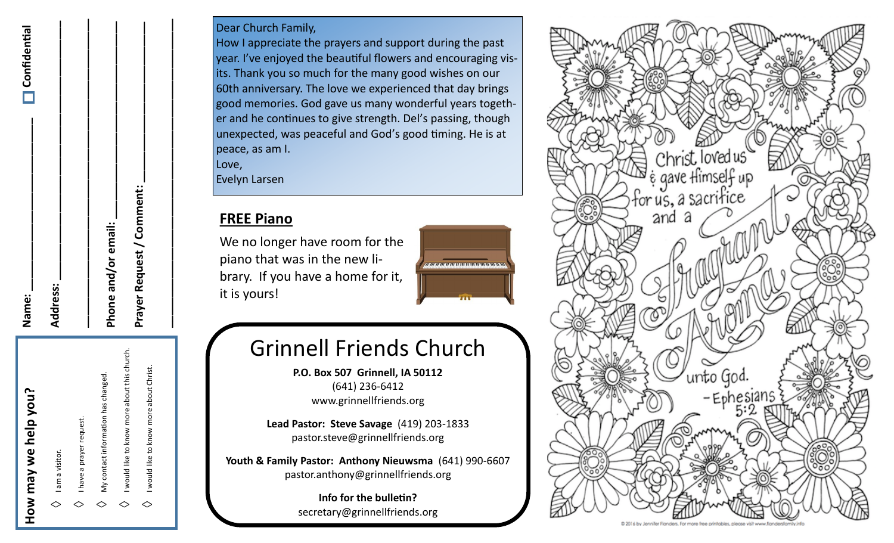**How may we help you?**

◇ I am a visitor.

◇ I have a prayer request.

◇ My contact information has changed.

◇ I would like to know more about this church.

◇ I would like to know more about Christ.

**Name:** ____________________ ☐ **Confidential**

**Address:** ____________________

____________________

**Phone and/or email:** ____________________

**Prayer Request / Comment:** ____________________

____________________

Dear Church Family,

How I appreciate the prayers and support during the past year. I've enjoyed the beautiful flowers and encouraging visits. Thank you so much for the many good wishes on our 60th anniversary. The love we experienced that day brings good memories. God gave us many wonderful years together and he continues to give strength. Del's passing, though unexpected, was peaceful and God's good timing. He is at peace, as am I.

Love,

Evelyn Larsen

## FREE Piano

We no longer have room for the piano that was in the new library. If you have a home for it, it is yours!

# Grinnell Friends Church

**P.O. Box 507 Grinnell, IA 50112**

(641) 236-6412

www.grinnellfriends.org

**Lead Pastor: Steve Savage** (419) 203-1833

pastor.steve@grinnellfriends.org

**Youth & Family Pastor: Anthony Nieuwsma** (641) 990-6607

pastor.anthony@grinnellfriends.org

**Info for the bulletin?**

secretary@grinnellfriends.org

Christ loved us & gave Himself up for us, a sacrifice and a Fragrant Aroma unto God. – Ephesians 5:2

© 2016 by Jennifer Flanders. For more free printables, please visit www.flandersfamily.info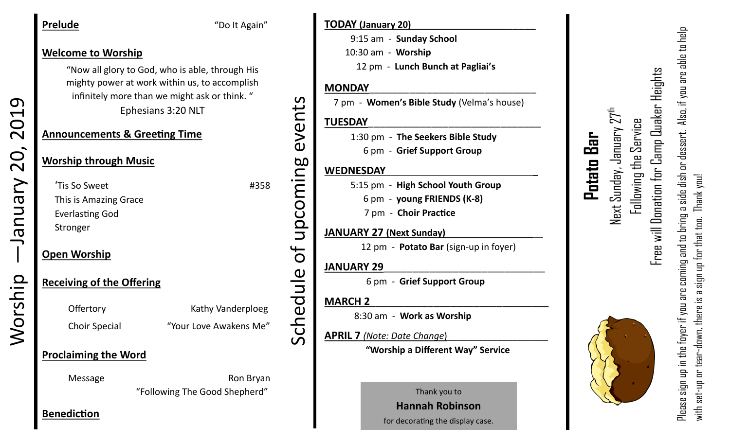# Worship —January 20, 2019

**Prelude** "Do It Again"

**Welcome to Worship**

"Now all glory to God, who is able, through His mighty power at work within us, to accomplish infinitely more than we might ask or think. "

Ephesians 3:20 NLT

**Announcements & Greeting Time**

**Worship through Music**

'Tis So Sweet #358

This is Amazing Grace

Everlasting God

Stronger

**Open Worship**

**Receiving of the Offering**

Offertory Kathy Vanderploeg

Choir Special "Your Love Awakens Me"

**Proclaiming the Word**

Message Ron Bryan

"Following The Good Shepherd"

**Benediction**

# Schedule of upcoming events

**TODAY (January 20)**

9:15 am - **Sunday School**

10:30 am - **Worship**

12 pm - **Lunch Bunch at Pagliai's**

**MONDAY**

7 pm - **Women's Bible Study** (Velma's house)

**TUESDAY**

1:30 pm - **The Seekers Bible Study**

6 pm - **Grief Support Group**

**WEDNESDAY**

5:15 pm - **High School Youth Group**

6 pm - **young FRIENDS (K-8)**

7 pm - **Choir Practice**

**JANUARY 27 (Next Sunday)**

12 pm - **Potato Bar** (sign-up in foyer)

**JANUARY 29**

6 pm - **Grief Support Group**

**MARCH 2**

8:30 am - **Work as Worship**

**APRIL 7** *(Note: Date Change)*

**"Worship a Different Way" Service**

Thank you to
**Hannah Robinson**
for decorating the display case.

# Potato Bar

Next Sunday, January 27th

Following the Service

Free will Donation for Camp Quaker Heights

Please sign up in the foyer if you are coming and to bring a side dish or dessert. Also, if you are able to help with set-up or tear-down, there is a sign up for that too. Thank you!